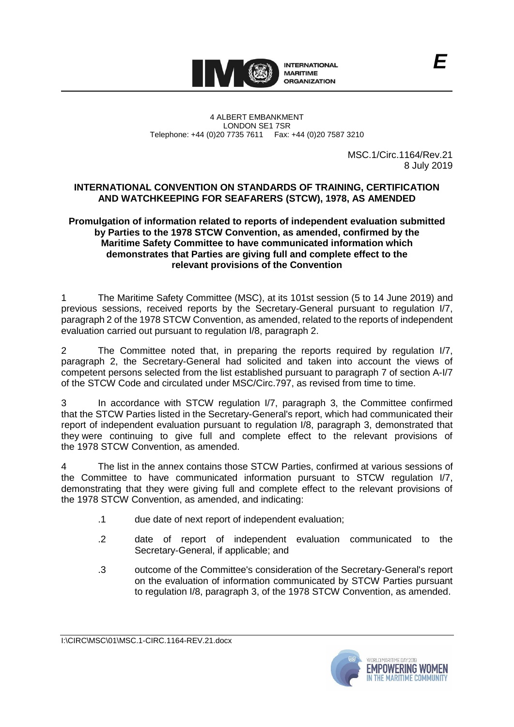INTERNATIONAL MARITIME ORGANIZATION

*E*

4 ALBERT EMBANKMENT
LONDON SE1 7SR
Telephone: +44 (0)20 7735 7611 Fax: +44 (0)20 7587 3210

MSC.1/Circ.1164/Rev.21
8 July 2019

**INTERNATIONAL CONVENTION ON STANDARDS OF TRAINING, CERTIFICATION AND WATCHKEEPING FOR SEAFARERS (STCW), 1978, AS AMENDED**

**Promulgation of information related to reports of independent evaluation submitted by Parties to the 1978 STCW Convention, as amended, confirmed by the Maritime Safety Committee to have communicated information which demonstrates that Parties are giving full and complete effect to the relevant provisions of the Convention**

1 The Maritime Safety Committee (MSC), at its 101st session (5 to 14 June 2019) and previous sessions, received reports by the Secretary-General pursuant to regulation I/7, paragraph 2 of the 1978 STCW Convention, as amended, related to the reports of independent evaluation carried out pursuant to regulation I/8, paragraph 2.

2 The Committee noted that, in preparing the reports required by regulation I/7, paragraph 2, the Secretary-General had solicited and taken into account the views of competent persons selected from the list established pursuant to paragraph 7 of section A-I/7 of the STCW Code and circulated under MSC/Circ.797, as revised from time to time.

3 In accordance with STCW regulation I/7, paragraph 3, the Committee confirmed that the STCW Parties listed in the Secretary-General's report, which had communicated their report of independent evaluation pursuant to regulation I/8, paragraph 3, demonstrated that they were continuing to give full and complete effect to the relevant provisions of the 1978 STCW Convention, as amended.

4 The list in the annex contains those STCW Parties, confirmed at various sessions of the Committee to have communicated information pursuant to STCW regulation I/7, demonstrating that they were giving full and complete effect to the relevant provisions of the 1978 STCW Convention, as amended, and indicating:

.1 due date of next report of independent evaluation;

.2 date of report of independent evaluation communicated to the Secretary-General, if applicable; and

.3 outcome of the Committee's consideration of the Secretary-General's report on the evaluation of information communicated by STCW Parties pursuant to regulation I/8, paragraph 3, of the 1978 STCW Convention, as amended.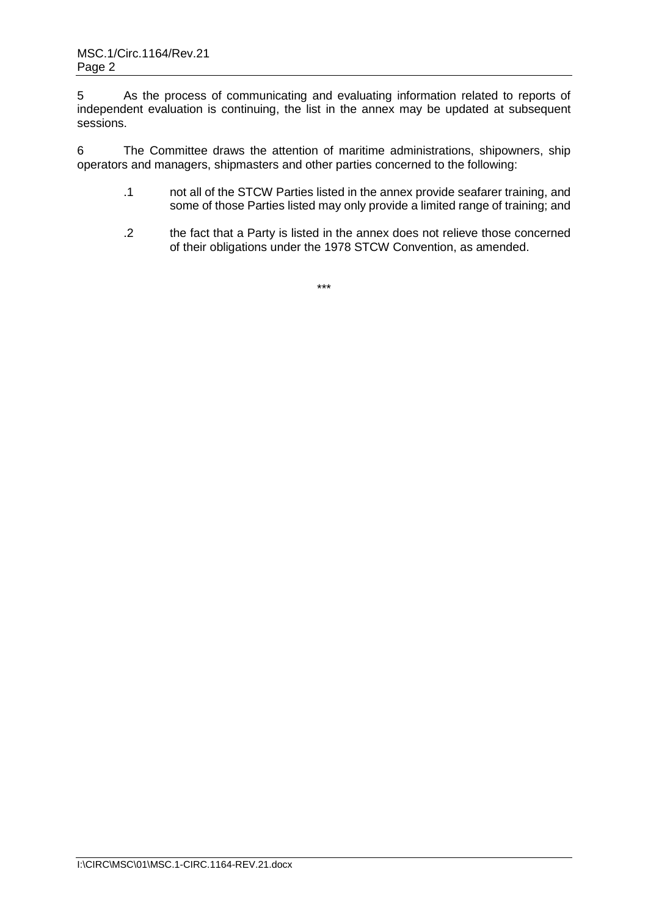5 As the process of communicating and evaluating information related to reports of independent evaluation is continuing, the list in the annex may be updated at subsequent sessions.

6 The Committee draws the attention of maritime administrations, shipowners, ship operators and managers, shipmasters and other parties concerned to the following:

.1 not all of the STCW Parties listed in the annex provide seafarer training, and some of those Parties listed may only provide a limited range of training; and

.2 the fact that a Party is listed in the annex does not relieve those concerned of their obligations under the 1978 STCW Convention, as amended.

***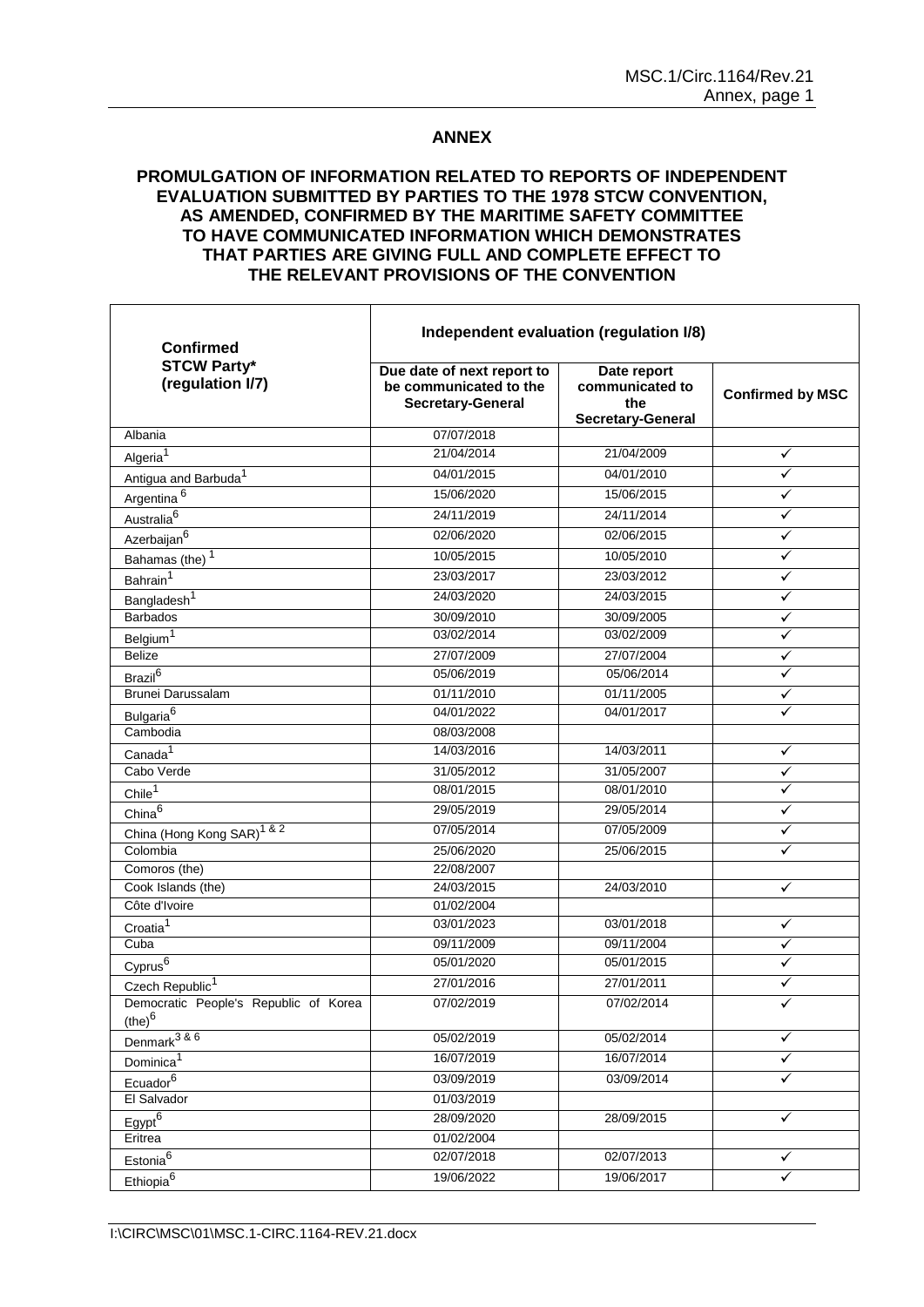## ANNEX

**PROMULGATION OF INFORMATION RELATED TO REPORTS OF INDEPENDENT EVALUATION SUBMITTED BY PARTIES TO THE 1978 STCW CONVENTION, AS AMENDED, CONFIRMED BY THE MARITIME SAFETY COMMITTEE TO HAVE COMMUNICATED INFORMATION WHICH DEMONSTRATES THAT PARTIES ARE GIVING FULL AND COMPLETE EFFECT TO THE RELEVANT PROVISIONS OF THE CONVENTION**

| Confirmed STCW Party* (regulation I/7) | Independent evaluation (regulation I/8) | | |
|---|---|---|---|
| | Due date of next report to be communicated to the Secretary-General | Date report communicated to the Secretary-General | Confirmed by MSC |
| Albania | 07/07/2018 | | |
| Algeria[1] | 21/04/2014 | 21/04/2009 | ✓ |
| Antigua and Barbuda[1] | 04/01/2015 | 04/01/2010 | ✓ |
| Argentina [6] | 15/06/2020 | 15/06/2015 | ✓ |
| Australia[6] | 24/11/2019 | 24/11/2014 | ✓ |
| Azerbaijan[6] | 02/06/2020 | 02/06/2015 | ✓ |
| Bahamas (the) [1] | 10/05/2015 | 10/05/2010 | ✓ |
| Bahrain[1] | 23/03/2017 | 23/03/2012 | ✓ |
| Bangladesh[1] | 24/03/2020 | 24/03/2015 | ✓ |
| Barbados | 30/09/2010 | 30/09/2005 | ✓ |
| Belgium[1] | 03/02/2014 | 03/02/2009 | ✓ |
| Belize | 27/07/2009 | 27/07/2004 | ✓ |
| Brazil[6] | 05/06/2019 | 05/06/2014 | ✓ |
| Brunei Darussalam | 01/11/2010 | 01/11/2005 | ✓ |
| Bulgaria[6] | 04/01/2022 | 04/01/2017 | ✓ |
| Cambodia | 08/03/2008 | | |
| Canada[1] | 14/03/2016 | 14/03/2011 | ✓ |
| Cabo Verde | 31/05/2012 | 31/05/2007 | ✓ |
| Chile[1] | 08/01/2015 | 08/01/2010 | ✓ |
| China[6] | 29/05/2019 | 29/05/2014 | ✓ |
| China (Hong Kong SAR)[1 & 2] | 07/05/2014 | 07/05/2009 | ✓ |
| Colombia | 25/06/2020 | 25/06/2015 | ✓ |
| Comoros (the) | 22/08/2007 | | |
| Cook Islands (the) | 24/03/2015 | 24/03/2010 | ✓ |
| Côte d'Ivoire | 01/02/2004 | | |
| Croatia[1] | 03/01/2023 | 03/01/2018 | ✓ |
| Cuba | 09/11/2009 | 09/11/2004 | ✓ |
| Cyprus[6] | 05/01/2020 | 05/01/2015 | ✓ |
| Czech Republic[1] | 27/01/2016 | 27/01/2011 | ✓ |
| Democratic People's Republic of Korea (the)[6] | 07/02/2019 | 07/02/2014 | ✓ |
| Denmark[3 & 6] | 05/02/2019 | 05/02/2014 | ✓ |
| Dominica[1] | 16/07/2019 | 16/07/2014 | ✓ |
| Ecuador[6] | 03/09/2019 | 03/09/2014 | ✓ |
| El Salvador | 01/03/2019 | | |
| Egypt[6] | 28/09/2020 | 28/09/2015 | ✓ |
| Eritrea | 01/02/2004 | | |
| Estonia[6] | 02/07/2018 | 02/07/2013 | ✓ |
| Ethiopia[6] | 19/06/2022 | 19/06/2017 | ✓ |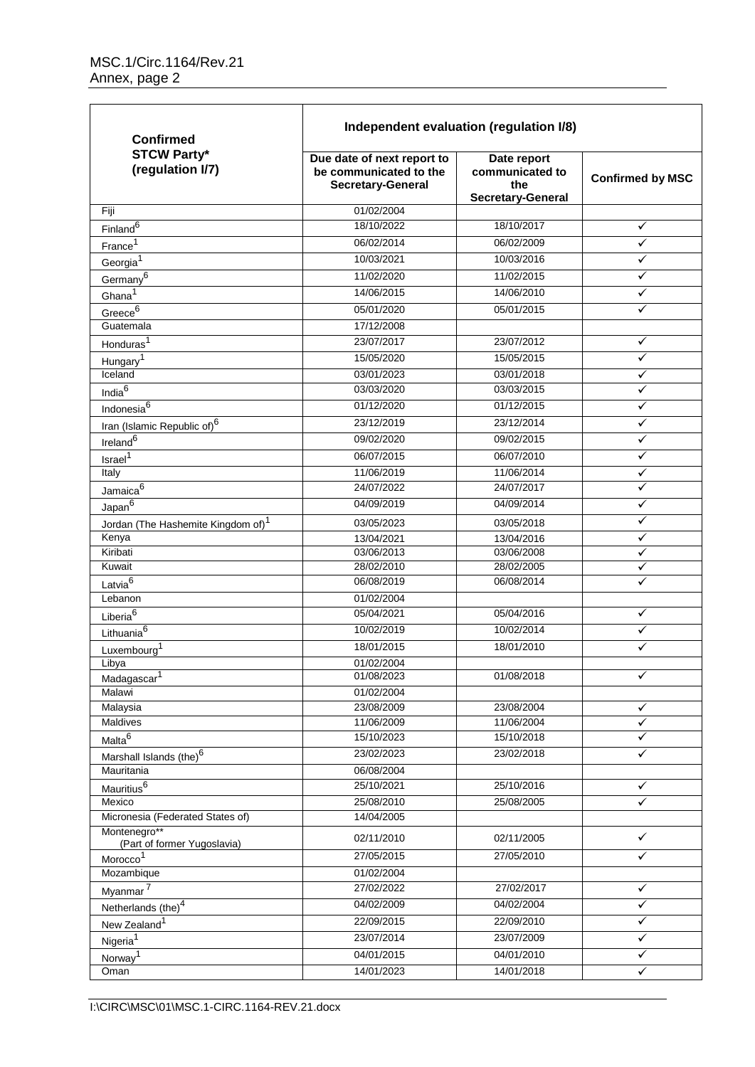| Confirmed STCW Party* (regulation I/7) | Independent evaluation (regulation I/8) | | |
|---|---|---|---|
| | Due date of next report to be communicated to the Secretary-General | Date report communicated to the Secretary-General | Confirmed by MSC |
| Fiji | 01/02/2004 | | |
| Finland[6] | 18/10/2022 | 18/10/2017 | ✓ |
| France[1] | 06/02/2014 | 06/02/2009 | ✓ |
| Georgia[1] | 10/03/2021 | 10/03/2016 | ✓ |
| Germany[6] | 11/02/2020 | 11/02/2015 | ✓ |
| Ghana[1] | 14/06/2015 | 14/06/2010 | ✓ |
| Greece[6] | 05/01/2020 | 05/01/2015 | ✓ |
| Guatemala | 17/12/2008 | | |
| Honduras[1] | 23/07/2017 | 23/07/2012 | ✓ |
| Hungary[1] | 15/05/2020 | 15/05/2015 | ✓ |
| Iceland | 03/01/2023 | 03/01/2018 | ✓ |
| India[6] | 03/03/2020 | 03/03/2015 | ✓ |
| Indonesia[6] | 01/12/2020 | 01/12/2015 | ✓ |
| Iran (Islamic Republic of)[6] | 23/12/2019 | 23/12/2014 | ✓ |
| Ireland[6] | 09/02/2020 | 09/02/2015 | ✓ |
| Israel[1] | 06/07/2015 | 06/07/2010 | ✓ |
| Italy | 11/06/2019 | 11/06/2014 | ✓ |
| Jamaica[6] | 24/07/2022 | 24/07/2017 | ✓ |
| Japan[6] | 04/09/2019 | 04/09/2014 | ✓ |
| Jordan (The Hashemite Kingdom of)[1] | 03/05/2023 | 03/05/2018 | ✓ |
| Kenya | 13/04/2021 | 13/04/2016 | ✓ |
| Kiribati | 03/06/2013 | 03/06/2008 | ✓ |
| Kuwait | 28/02/2010 | 28/02/2005 | ✓ |
| Latvia[6] | 06/08/2019 | 06/08/2014 | ✓ |
| Lebanon | 01/02/2004 | | |
| Liberia[6] | 05/04/2021 | 05/04/2016 | ✓ |
| Lithuania[6] | 10/02/2019 | 10/02/2014 | ✓ |
| Luxembourg[1] | 18/01/2015 | 18/01/2010 | ✓ |
| Libya | 01/02/2004 | | |
| Madagascar[1] | 01/08/2023 | 01/08/2018 | ✓ |
| Malawi | 01/02/2004 | | |
| Malaysia | 23/08/2009 | 23/08/2004 | ✓ |
| Maldives | 11/06/2009 | 11/06/2004 | ✓ |
| Malta[6] | 15/10/2023 | 15/10/2018 | ✓ |
| Marshall Islands (the)[6] | 23/02/2023 | 23/02/2018 | ✓ |
| Mauritania | 06/08/2004 | | |
| Mauritius[6] | 25/10/2021 | 25/10/2016 | ✓ |
| Mexico | 25/08/2010 | 25/08/2005 | ✓ |
| Micronesia (Federated States of) | 14/04/2005 | | |
| Montenegro** (Part of former Yugoslavia) | 02/11/2010 | 02/11/2005 | ✓ |
| Morocco[1] | 27/05/2015 | 27/05/2010 | ✓ |
| Mozambique | 01/02/2004 | | |
| Myanmar[7] | 27/02/2022 | 27/02/2017 | ✓ |
| Netherlands (the)[4] | 04/02/2009 | 04/02/2004 | ✓ |
| New Zealand[1] | 22/09/2015 | 22/09/2010 | ✓ |
| Nigeria[1] | 23/07/2014 | 23/07/2009 | ✓ |
| Norway[1] | 04/01/2015 | 04/01/2010 | ✓ |
| Oman | 14/01/2023 | 14/01/2018 | ✓ |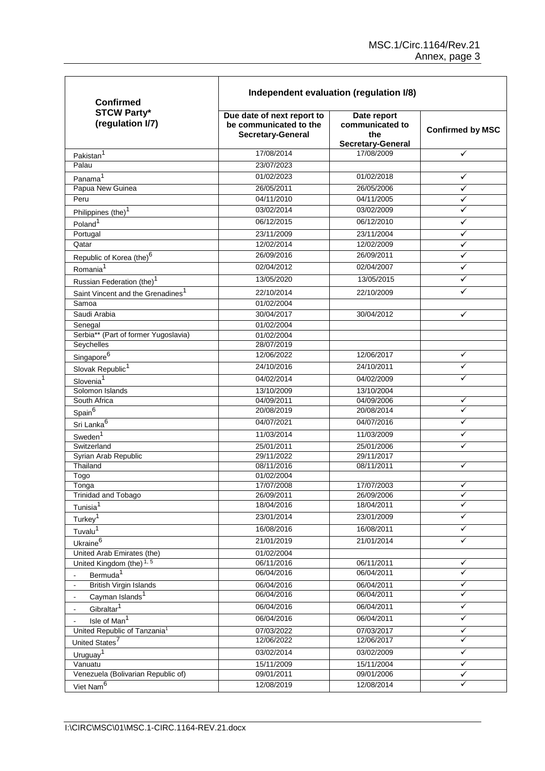| Confirmed STCW Party* (regulation I/7) | Independent evaluation (regulation I/8) | | |
|---|---|---|---|
| | Due date of next report to be communicated to the Secretary-General | Date report communicated to the Secretary-General | Confirmed by MSC |
| Pakistan[1] | 17/08/2014 | 17/08/2009 | ✓ |
| Palau | 23/07/2023 | | |
| Panama[1] | 01/02/2023 | 01/02/2018 | ✓ |
| Papua New Guinea | 26/05/2011 | 26/05/2006 | ✓ |
| Peru | 04/11/2010 | 04/11/2005 | ✓ |
| Philippines (the)[1] | 03/02/2014 | 03/02/2009 | ✓ |
| Poland[1] | 06/12/2015 | 06/12/2010 | ✓ |
| Portugal | 23/11/2009 | 23/11/2004 | ✓ |
| Qatar | 12/02/2014 | 12/02/2009 | ✓ |
| Republic of Korea (the)[6] | 26/09/2016 | 26/09/2011 | ✓ |
| Romania[1] | 02/04/2012 | 02/04/2007 | ✓ |
| Russian Federation (the)[1] | 13/05/2020 | 13/05/2015 | ✓ |
| Saint Vincent and the Grenadines[1] | 22/10/2014 | 22/10/2009 | ✓ |
| Samoa | 01/02/2004 | | |
| Saudi Arabia | 30/04/2017 | 30/04/2012 | ✓ |
| Senegal | 01/02/2004 | | |
| Serbia** (Part of former Yugoslavia) | 01/02/2004 | | |
| Seychelles | 28/07/2019 | | |
| Singapore[6] | 12/06/2022 | 12/06/2017 | ✓ |
| Slovak Republic[1] | 24/10/2016 | 24/10/2011 | ✓ |
| Slovenia[1] | 04/02/2014 | 04/02/2009 | ✓ |
| Solomon Islands | 13/10/2009 | 13/10/2004 | |
| South Africa | 04/09/2011 | 04/09/2006 | ✓ |
| Spain[6] | 20/08/2019 | 20/08/2014 | ✓ |
| Sri Lanka[6] | 04/07/2021 | 04/07/2016 | ✓ |
| Sweden[1] | 11/03/2014 | 11/03/2009 | ✓ |
| Switzerland | 25/01/2011 | 25/01/2006 | ✓ |
| Syrian Arab Republic | 29/11/2022 | 29/11/2017 | |
| Thailand | 08/11/2016 | 08/11/2011 | ✓ |
| Togo | 01/02/2004 | | |
| Tonga | 17/07/2008 | 17/07/2003 | ✓ |
| Trinidad and Tobago | 26/09/2011 | 26/09/2006 | ✓ |
| Tunisia[1] | 18/04/2016 | 18/04/2011 | ✓ |
| Turkey[1] | 23/01/2014 | 23/01/2009 | ✓ |
| Tuvalu[1] | 16/08/2016 | 16/08/2011 | ✓ |
| Ukraine[6] | 21/01/2019 | 21/01/2014 | ✓ |
| United Arab Emirates (the) | 01/02/2004 | | |
| United Kingdom (the)[1, 5] | 06/11/2016 | 06/11/2011 | ✓ |
| - Bermuda[1] | 06/04/2016 | 06/04/2011 | ✓ |
| - British Virgin Islands | 06/04/2016 | 06/04/2011 | ✓ |
| - Cayman Islands[1] | 06/04/2016 | 06/04/2011 | ✓ |
| - Gibraltar[1] | 06/04/2016 | 06/04/2011 | ✓ |
| - Isle of Man[1] | 06/04/2016 | 06/04/2011 | ✓ |
| United Republic of Tanzania[1] | 07/03/2022 | 07/03/2017 | ✓ |
| United States[7] | 12/06/2022 | 12/06/2017 | ✓ |
| Uruguay[1] | 03/02/2014 | 03/02/2009 | ✓ |
| Vanuatu | 15/11/2009 | 15/11/2004 | ✓ |
| Venezuela (Bolivarian Republic of) | 09/01/2011 | 09/01/2006 | ✓ |
| Viet Nam[6] | 12/08/2019 | 12/08/2014 | ✓ |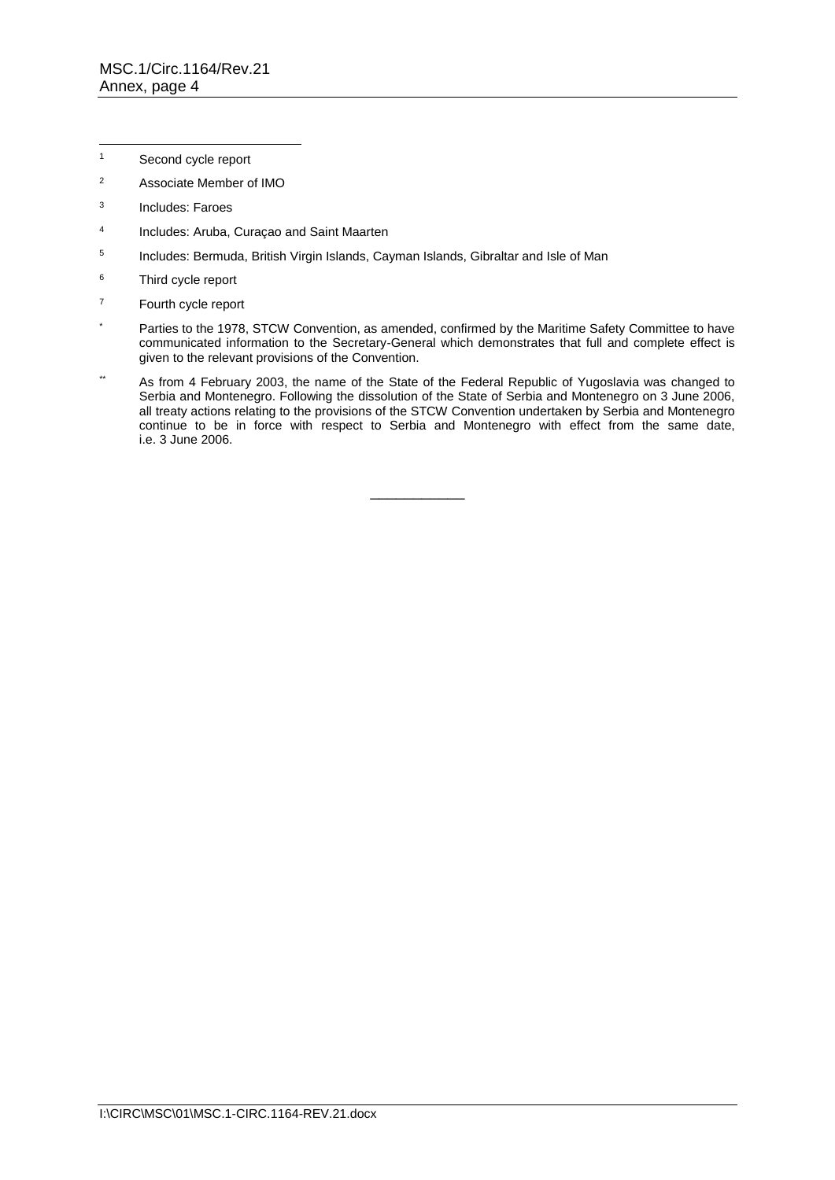[1] Second cycle report

[2] Associate Member of IMO

[3] Includes: Faroes

[4] Includes: Aruba, Curaçao and Saint Maarten

[5] Includes: Bermuda, British Virgin Islands, Cayman Islands, Gibraltar and Isle of Man

[6] Third cycle report

[7] Fourth cycle report

[*] Parties to the 1978, STCW Convention, as amended, confirmed by the Maritime Safety Committee to have communicated information to the Secretary-General which demonstrates that full and complete effect is given to the relevant provisions of the Convention.

[**] As from 4 February 2003, the name of the State of the Federal Republic of Yugoslavia was changed to Serbia and Montenegro. Following the dissolution of the State of Serbia and Montenegro on 3 June 2006, all treaty actions relating to the provisions of the STCW Convention undertaken by Serbia and Montenegro continue to be in force with respect to Serbia and Montenegro with effect from the same date, i.e. 3 June 2006.

___________